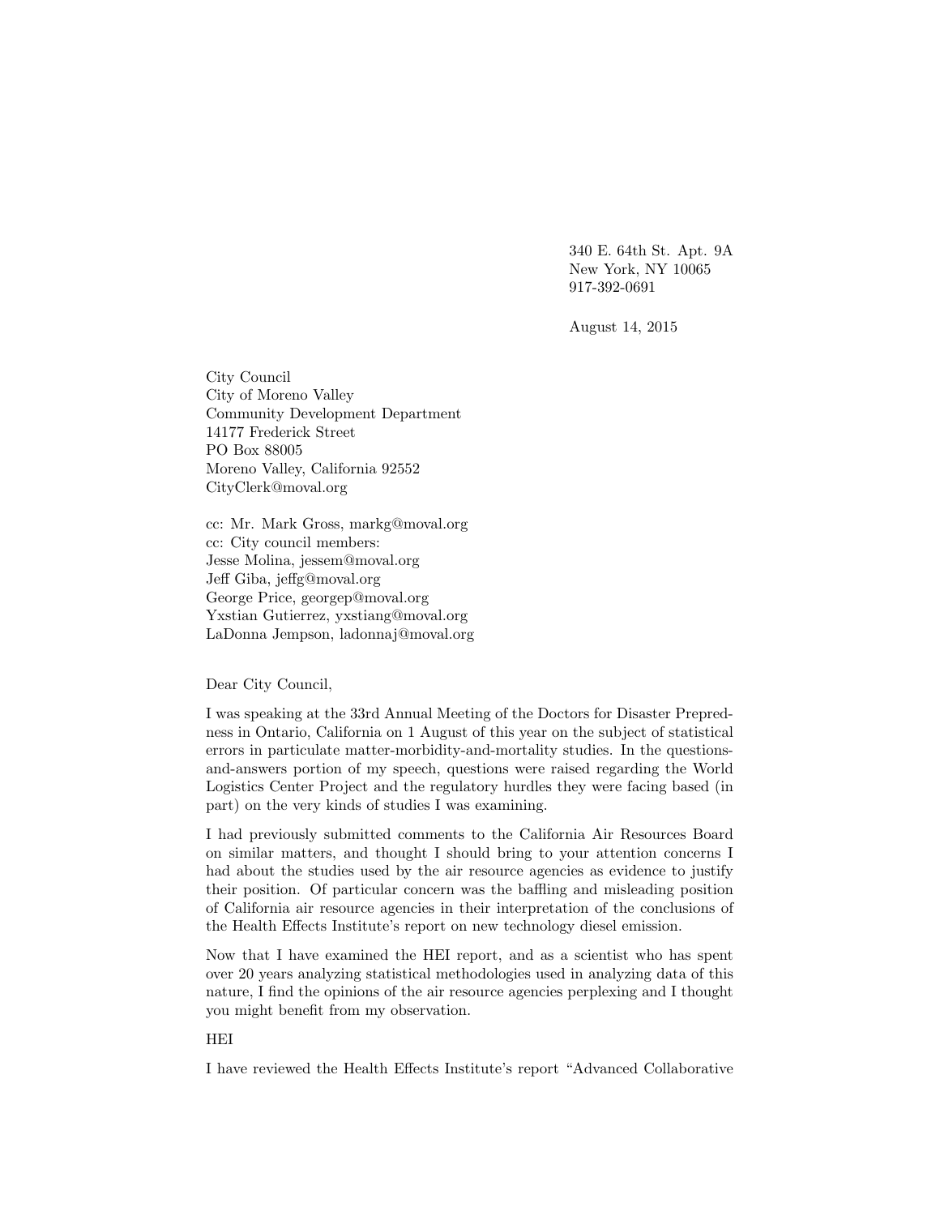340 E. 64th St. Apt. 9A
New York, NY 10065
917-392-0691

August 14, 2015

City Council
City of Moreno Valley
Community Development Department
14177 Frederick Street
PO Box 88005
Moreno Valley, California 92552
CityClerk@moval.org

cc: Mr. Mark Gross, markg@moval.org
cc: City council members:
Jesse Molina, jessem@moval.org
Jeff Giba, jeffg@moval.org
George Price, georgep@moval.org
Yxstian Gutierrez, yxstiang@moval.org
LaDonna Jempson, ladonnaj@moval.org

Dear City Council,

I was speaking at the 33rd Annual Meeting of the Doctors for Disaster Preparedness in Ontario, California on 1 August of this year on the subject of statistical errors in particulate matter-morbidity-and-mortality studies. In the questions-and-answers portion of my speech, questions were raised regarding the World Logistics Center Project and the regulatory hurdles they were facing based (in part) on the very kinds of studies I was examining.

I had previously submitted comments to the California Air Resources Board on similar matters, and thought I should bring to your attention concerns I had about the studies used by the air resource agencies as evidence to justify their position. Of particular concern was the baffling and misleading position of California air resource agencies in their interpretation of the conclusions of the Health Effects Institute's report on new technology diesel emission.

Now that I have examined the HEI report, and as a scientist who has spent over 20 years analyzing statistical methodologies used in analyzing data of this nature, I find the opinions of the air resource agencies perplexing and I thought you might benefit from my observation.

HEI

I have reviewed the Health Effects Institute's report "Advanced Collaborative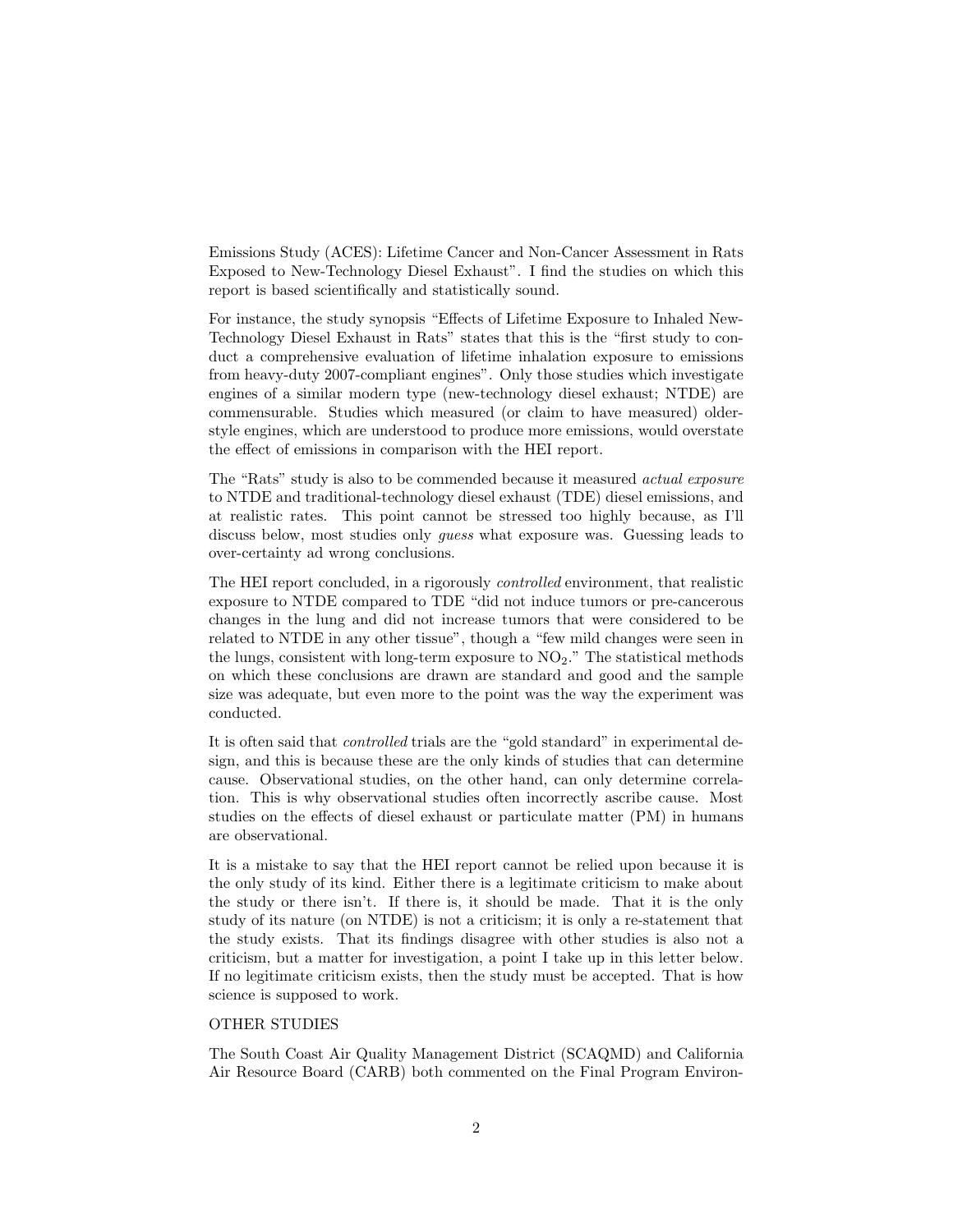Emissions Study (ACES): Lifetime Cancer and Non-Cancer Assessment in Rats Exposed to New-Technology Diesel Exhaust". I find the studies on which this report is based scientifically and statistically sound.

For instance, the study synopsis "Effects of Lifetime Exposure to Inhaled New-Technology Diesel Exhaust in Rats" states that this is the "first study to conduct a comprehensive evaluation of lifetime inhalation exposure to emissions from heavy-duty 2007-compliant engines". Only those studies which investigate engines of a similar modern type (new-technology diesel exhaust; NTDE) are commensurable. Studies which measured (or claim to have measured) older-style engines, which are understood to produce more emissions, would overstate the effect of emissions in comparison with the HEI report.

The "Rats" study is also to be commended because it measured *actual exposure* to NTDE and traditional-technology diesel exhaust (TDE) diesel emissions, and at realistic rates. This point cannot be stressed too highly because, as I'll discuss below, most studies only *guess* what exposure was. Guessing leads to over-certainty ad wrong conclusions.

The HEI report concluded, in a rigorously *controlled* environment, that realistic exposure to NTDE compared to TDE "did not induce tumors or pre-cancerous changes in the lung and did not increase tumors that were considered to be related to NTDE in any other tissue", though a "few mild changes were seen in the lungs, consistent with long-term exposure to $NO_2$." The statistical methods on which these conclusions are drawn are standard and good and the sample size was adequate, but even more to the point was the way the experiment was conducted.

It is often said that *controlled* trials are the "gold standard" in experimental design, and this is because these are the only kinds of studies that can determine cause. Observational studies, on the other hand, can only determine correlation. This is why observational studies often incorrectly ascribe cause. Most studies on the effects of diesel exhaust or particulate matter (PM) in humans are observational.

It is a mistake to say that the HEI report cannot be relied upon because it is the only study of its kind. Either there is a legitimate criticism to make about the study or there isn't. If there is, it should be made. That it is the only study of its nature (on NTDE) is not a criticism; it is only a re-statement that the study exists. That its findings disagree with other studies is also not a criticism, but a matter for investigation, a point I take up in this letter below. If no legitimate criticism exists, then the study must be accepted. That is how science is supposed to work.

OTHER STUDIES

The South Coast Air Quality Management District (SCAQMD) and California Air Resource Board (CARB) both commented on the Final Program Environ-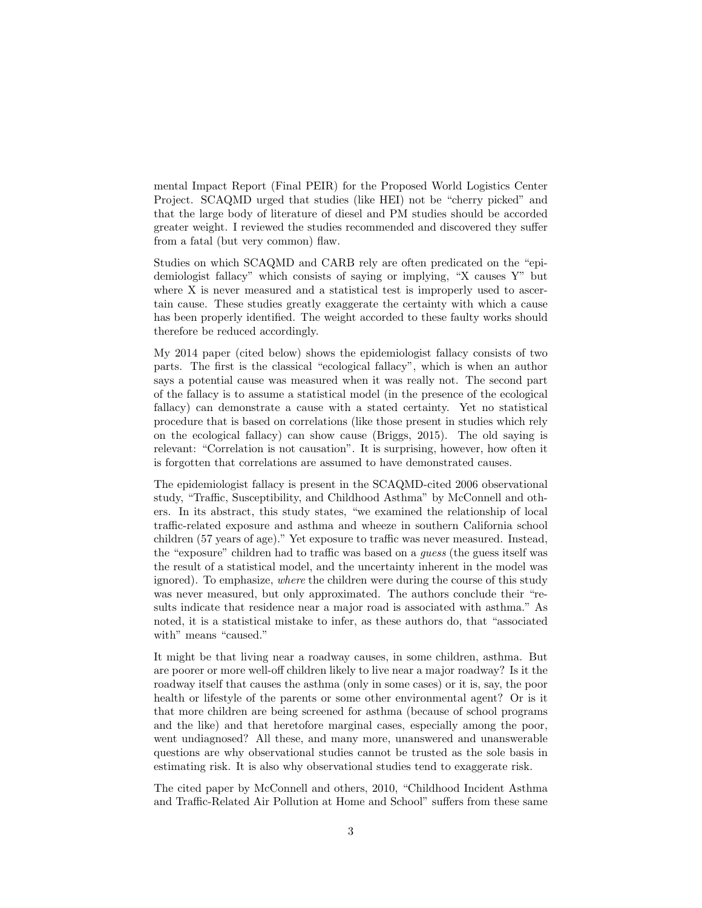mental Impact Report (Final PEIR) for the Proposed World Logistics Center Project. SCAQMD urged that studies (like HEI) not be "cherry picked" and that the large body of literature of diesel and PM studies should be accorded greater weight. I reviewed the studies recommended and discovered they suffer from a fatal (but very common) flaw.

Studies on which SCAQMD and CARB rely are often predicated on the "epidemiologist fallacy" which consists of saying or implying, "X causes Y" but where X is never measured and a statistical test is improperly used to ascertain cause. These studies greatly exaggerate the certainty with which a cause has been properly identified. The weight accorded to these faulty works should therefore be reduced accordingly.

My 2014 paper (cited below) shows the epidemiologist fallacy consists of two parts. The first is the classical "ecological fallacy", which is when an author says a potential cause was measured when it was really not. The second part of the fallacy is to assume a statistical model (in the presence of the ecological fallacy) can demonstrate a cause with a stated certainty. Yet no statistical procedure that is based on correlations (like those present in studies which rely on the ecological fallacy) can show cause (Briggs, 2015). The old saying is relevant: "Correlation is not causation". It is surprising, however, how often it is forgotten that correlations are assumed to have demonstrated causes.

The epidemiologist fallacy is present in the SCAQMD-cited 2006 observational study, "Traffic, Susceptibility, and Childhood Asthma" by McConnell and others. In its abstract, this study states, "we examined the relationship of local traffic-related exposure and asthma and wheeze in southern California school children (57 years of age)." Yet exposure to traffic was never measured. Instead, the "exposure" children had to traffic was based on a *guess* (the guess itself was the result of a statistical model, and the uncertainty inherent in the model was ignored). To emphasize, *where* the children were during the course of this study was never measured, but only approximated. The authors conclude their "results indicate that residence near a major road is associated with asthma." As noted, it is a statistical mistake to infer, as these authors do, that "associated with" means "caused."

It might be that living near a roadway causes, in some children, asthma. But are poorer or more well-off children likely to live near a major roadway? Is it the roadway itself that causes the asthma (only in some cases) or it is, say, the poor health or lifestyle of the parents or some other environmental agent? Or is it that more children are being screened for asthma (because of school programs and the like) and that heretofore marginal cases, especially among the poor, went undiagnosed? All these, and many more, unanswered and unanswerable questions are why observational studies cannot be trusted as the sole basis in estimating risk. It is also why observational studies tend to exaggerate risk.

The cited paper by McConnell and others, 2010, "Childhood Incident Asthma and Traffic-Related Air Pollution at Home and School" suffers from these same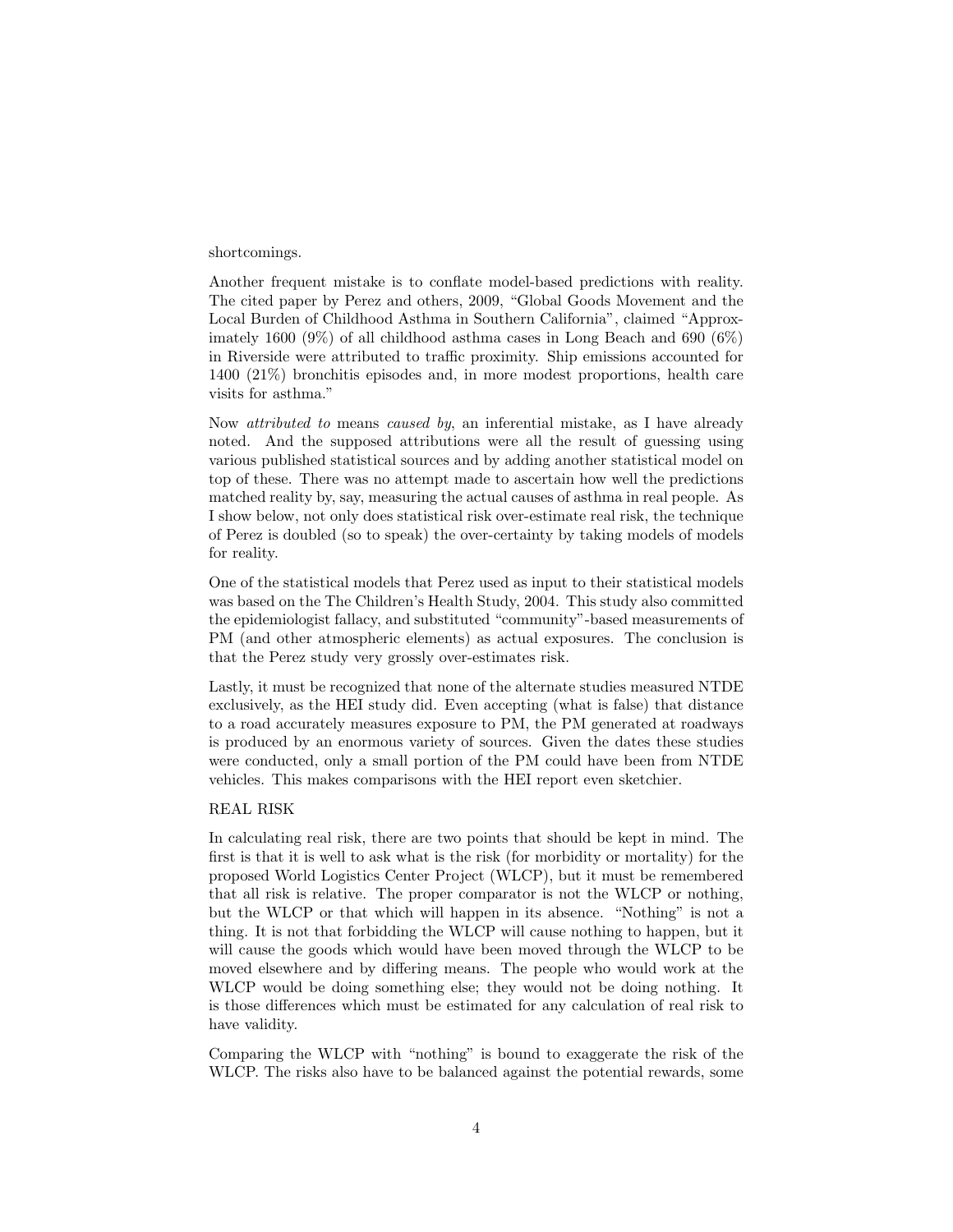shortcomings.

Another frequent mistake is to conflate model-based predictions with reality. The cited paper by Perez and others, 2009, "Global Goods Movement and the Local Burden of Childhood Asthma in Southern California", claimed "Approximately 1600 (9%) of all childhood asthma cases in Long Beach and 690 (6%) in Riverside were attributed to traffic proximity. Ship emissions accounted for 1400 (21%) bronchitis episodes and, in more modest proportions, health care visits for asthma."

Now *attributed to* means *caused by*, an inferential mistake, as I have already noted. And the supposed attributions were all the result of guessing using various published statistical sources and by adding another statistical model on top of these. There was no attempt made to ascertain how well the predictions matched reality by, say, measuring the actual causes of asthma in real people. As I show below, not only does statistical risk over-estimate real risk, the technique of Perez is doubled (so to speak) the over-certainty by taking models of models for reality.

One of the statistical models that Perez used as input to their statistical models was based on the The Children's Health Study, 2004. This study also committed the epidemiologist fallacy, and substituted "community"-based measurements of PM (and other atmospheric elements) as actual exposures. The conclusion is that the Perez study very grossly over-estimates risk.

Lastly, it must be recognized that none of the alternate studies measured NTDE exclusively, as the HEI study did. Even accepting (what is false) that distance to a road accurately measures exposure to PM, the PM generated at roadways is produced by an enormous variety of sources. Given the dates these studies were conducted, only a small portion of the PM could have been from NTDE vehicles. This makes comparisons with the HEI report even sketchier.

REAL RISK

In calculating real risk, there are two points that should be kept in mind. The first is that it is well to ask what is the risk (for morbidity or mortality) for the proposed World Logistics Center Project (WLCP), but it must be remembered that all risk is relative. The proper comparator is not the WLCP or nothing, but the WLCP or that which will happen in its absence. "Nothing" is not a thing. It is not that forbidding the WLCP will cause nothing to happen, but it will cause the goods which would have been moved through the WLCP to be moved elsewhere and by differing means. The people who would work at the WLCP would be doing something else; they would not be doing nothing. It is those differences which must be estimated for any calculation of real risk to have validity.

Comparing the WLCP with "nothing" is bound to exaggerate the risk of the WLCP. The risks also have to be balanced against the potential rewards, some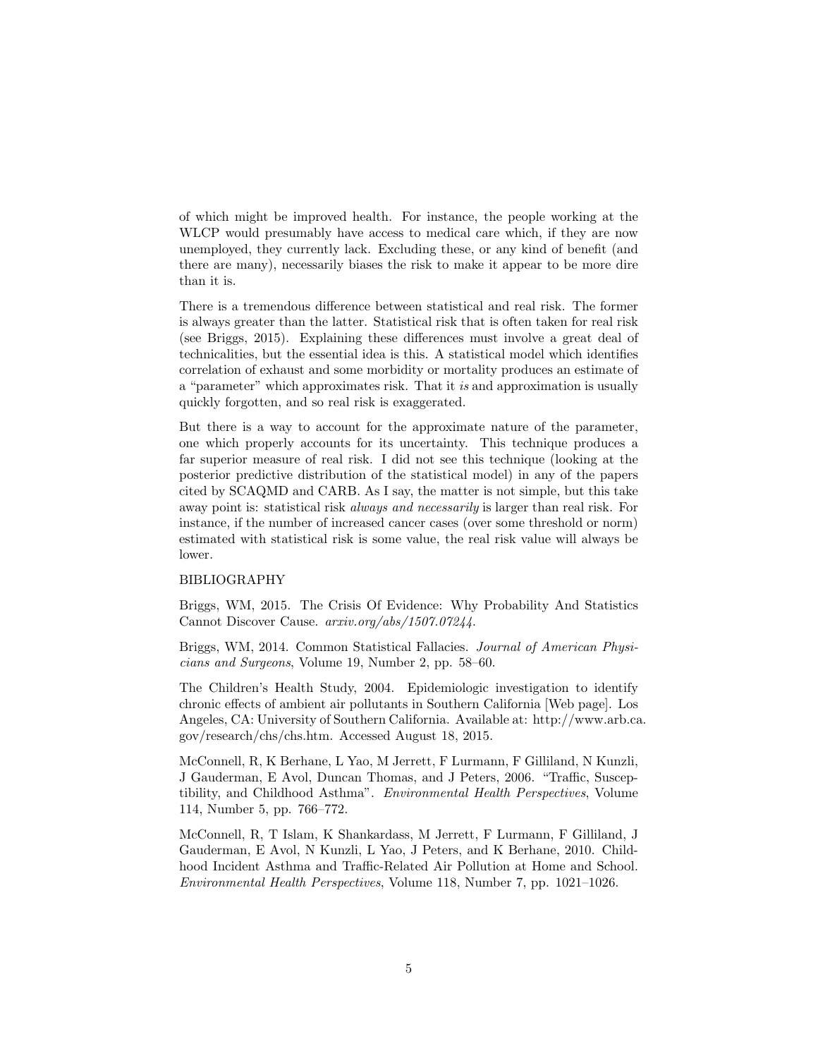of which might be improved health. For instance, the people working at the WLCP would presumably have access to medical care which, if they are now unemployed, they currently lack. Excluding these, or any kind of benefit (and there are many), necessarily biases the risk to make it appear to be more dire than it is.

There is a tremendous difference between statistical and real risk. The former is always greater than the latter. Statistical risk that is often taken for real risk (see Briggs, 2015). Explaining these differences must involve a great deal of technicalities, but the essential idea is this. A statistical model which identifies correlation of exhaust and some morbidity or mortality produces an estimate of a "parameter" which approximates risk. That it *is* and approximation is usually quickly forgotten, and so real risk is exaggerated.

But there is a way to account for the approximate nature of the parameter, one which properly accounts for its uncertainty. This technique produces a far superior measure of real risk. I did not see this technique (looking at the posterior predictive distribution of the statistical model) in any of the papers cited by SCAQMD and CARB. As I say, the matter is not simple, but this take away point is: statistical risk *always and necessarily* is larger than real risk. For instance, if the number of increased cancer cases (over some threshold or norm) estimated with statistical risk is some value, the real risk value will always be lower.

BIBLIOGRAPHY

Briggs, WM, 2015. The Crisis Of Evidence: Why Probability And Statistics Cannot Discover Cause. *arxiv.org/abs/1507.07244*.

Briggs, WM, 2014. Common Statistical Fallacies. *Journal of American Physicians and Surgeons*, Volume 19, Number 2, pp. 58–60.

The Children's Health Study, 2004. Epidemiologic investigation to identify chronic effects of ambient air pollutants in Southern California [Web page]. Los Angeles, CA: University of Southern California. Available at: http://www.arb.ca.gov/research/chs/chs.htm. Accessed August 18, 2015.

McConnell, R, K Berhane, L Yao, M Jerrett, F Lurmann, F Gilliland, N Kunzli, J Gauderman, E Avol, Duncan Thomas, and J Peters, 2006. "Traffic, Susceptibility, and Childhood Asthma". *Environmental Health Perspectives*, Volume 114, Number 5, pp. 766–772.

McConnell, R, T Islam, K Shankardass, M Jerrett, F Lurmann, F Gilliland, J Gauderman, E Avol, N Kunzli, L Yao, J Peters, and K Berhane, 2010. Childhood Incident Asthma and Traffic-Related Air Pollution at Home and School. *Environmental Health Perspectives*, Volume 118, Number 7, pp. 1021–1026.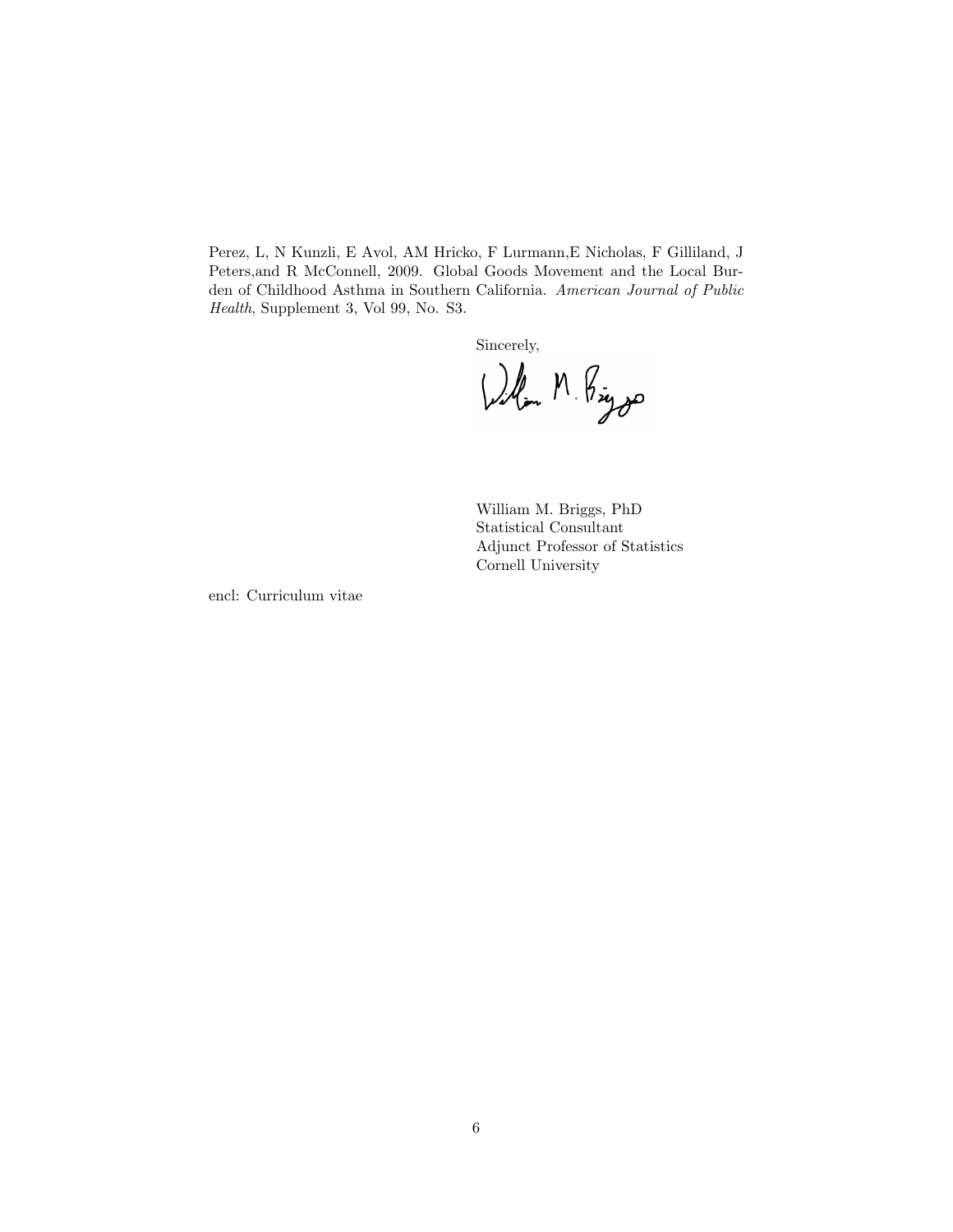Perez, L, N Kunzli, E Avol, AM Hricko, F Lurmann,E Nicholas, F Gilliland, J Peters,and R McConnell, 2009. Global Goods Movement and the Local Burden of Childhood Asthma in Southern California. *American Journal of Public Health*, Supplement 3, Vol 99, No. S3.

Sincerely,

William M. Briggs, PhD
Statistical Consultant
Adjunct Professor of Statistics
Cornell University

encl: Curriculum vitae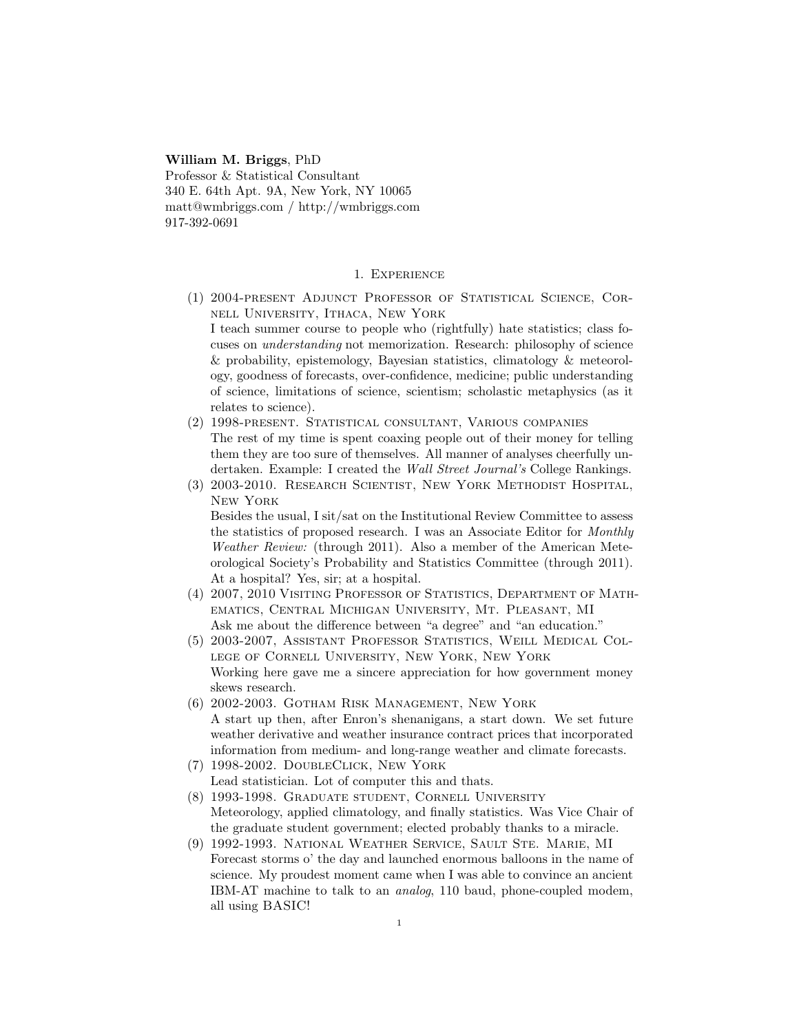**William M. Briggs**, PhD
Professor & Statistical Consultant
340 E. 64th Apt. 9A, New York, NY 10065
matt@wmbriggs.com / http://wmbriggs.com
917-392-0691

## 1. Experience

(1) 2004-present Adjunct Professor of Statistical Science, Cornell University, Ithaca, New York
I teach summer course to people who (rightfully) hate statistics; class focuses on *understanding* not memorization. Research: philosophy of science & probability, epistemology, Bayesian statistics, climatology & meteorology, goodness of forecasts, over-confidence, medicine; public understanding of science, limitations of science, scientism; scholastic metaphysics (as it relates to science).

(2) 1998-present. Statistical consultant, Various companies
The rest of my time is spent coaxing people out of their money for telling them they are too sure of themselves. All manner of analyses cheerfully undertaken. Example: I created the *Wall Street Journal's* College Rankings.

(3) 2003-2010. Research Scientist, New York Methodist Hospital, New York
Besides the usual, I sit/sat on the Institutional Review Committee to assess the statistics of proposed research. I was an Associate Editor for *Monthly Weather Review:* (through 2011). Also a member of the American Meteorological Society's Probability and Statistics Committee (through 2011). At a hospital? Yes, sir; at a hospital.

(4) 2007, 2010 Visiting Professor of Statistics, Department of Mathematics, Central Michigan University, Mt. Pleasant, MI
Ask me about the difference between "a degree" and "an education."

(5) 2003-2007, Assistant Professor Statistics, Weill Medical College of Cornell University, New York, New York
Working here gave me a sincere appreciation for how government money skews research.

(6) 2002-2003. Gotham Risk Management, New York
A start up then, after Enron's shenanigans, a start down. We set future weather derivative and weather insurance contract prices that incorporated information from medium- and long-range weather and climate forecasts.

(7) 1998-2002. DoubleClick, New York
Lead statistician. Lot of computer this and thats.

(8) 1993-1998. Graduate student, Cornell University
Meteorology, applied climatology, and finally statistics. Was Vice Chair of the graduate student government; elected probably thanks to a miracle.

(9) 1992-1993. National Weather Service, Sault Ste. Marie, MI
Forecast storms o' the day and launched enormous balloons in the name of science. My proudest moment came when I was able to convince an ancient IBM-AT machine to talk to an *analog*, 110 baud, phone-coupled modem, all using BASIC!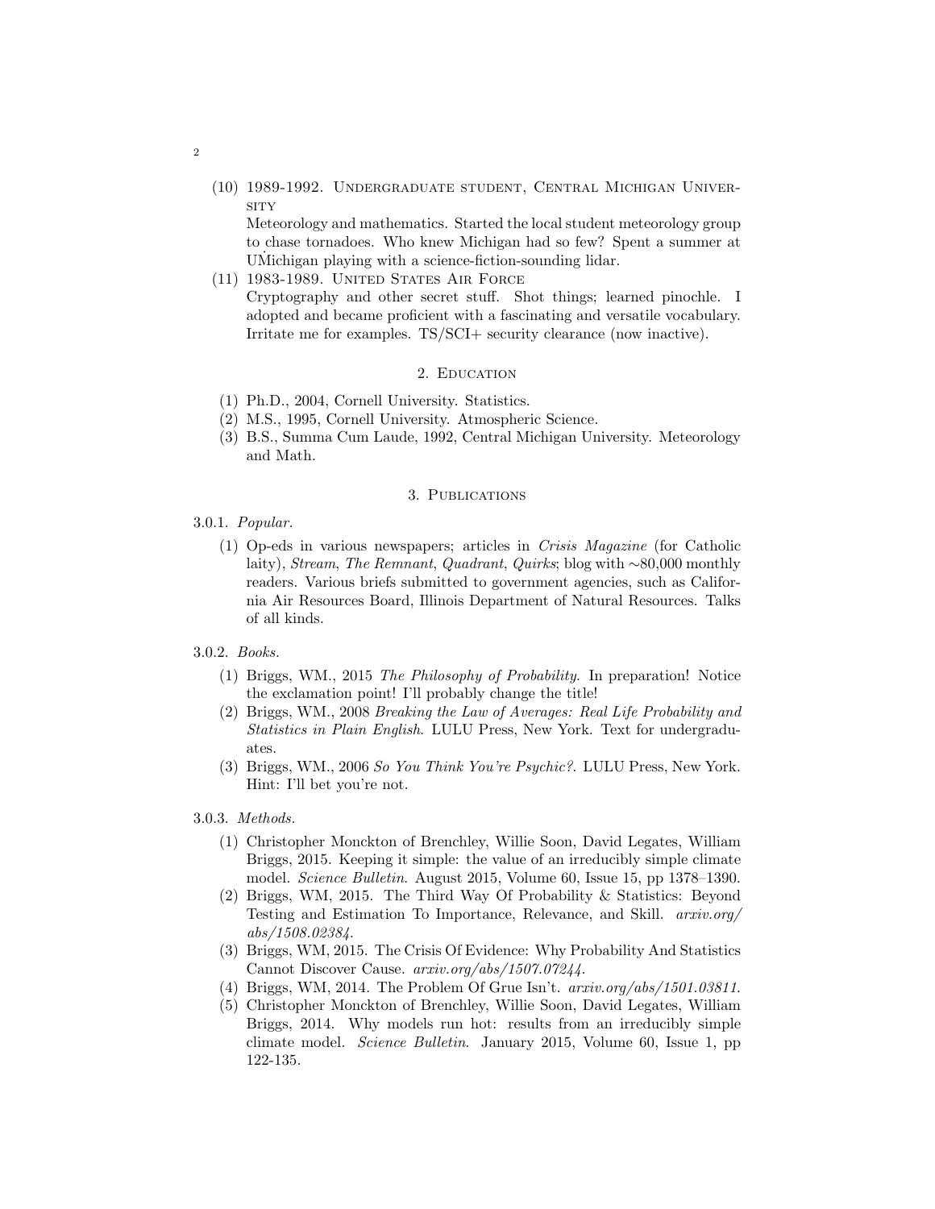(10) 1989-1992. Undergraduate student, Central Michigan University
Meteorology and mathematics. Started the local student meteorology group to chase tornadoes. Who knew Michigan had so few? Spent a summer at UMichigan playing with a science-fiction-sounding lidar.

(11) 1983-1989. United States Air Force
Cryptography and other secret stuff. Shot things; learned pinochle. I adopted and became proficient with a fascinating and versatile vocabulary. Irritate me for examples. TS/SCI+ security clearance (now inactive).

## 2. Education

(1) Ph.D., 2004, Cornell University. Statistics.
(2) M.S., 1995, Cornell University. Atmospheric Science.
(3) B.S., Summa Cum Laude, 1992, Central Michigan University. Meteorology and Math.

## 3. Publications

### 3.0.1. *Popular.*

(1) Op-eds in various newspapers; articles in *Crisis Magazine* (for Catholic laity), *Stream*, *The Remnant*, *Quadrant*, *Quirks*; blog with ∼80,000 monthly readers. Various briefs submitted to government agencies, such as California Air Resources Board, Illinois Department of Natural Resources. Talks of all kinds.

### 3.0.2. *Books.*

(1) Briggs, WM., 2015 *The Philosophy of Probability*. In preparation! Notice the exclamation point! I'll probably change the title!
(2) Briggs, WM., 2008 *Breaking the Law of Averages: Real Life Probability and Statistics in Plain English*. LULU Press, New York. Text for undergraduates.
(3) Briggs, WM., 2006 *So You Think You're Psychic?*. LULU Press, New York. Hint: I'll bet you're not.

### 3.0.3. *Methods.*

(1) Christopher Monckton of Brenchley, Willie Soon, David Legates, William Briggs, 2015. Keeping it simple: the value of an irreducibly simple climate model. *Science Bulletin*. August 2015, Volume 60, Issue 15, pp 1378–1390.
(2) Briggs, WM, 2015. The Third Way Of Probability & Statistics: Beyond Testing and Estimation To Importance, Relevance, and Skill. *arxiv.org/abs/1508.02384*.
(3) Briggs, WM, 2015. The Crisis Of Evidence: Why Probability And Statistics Cannot Discover Cause. *arxiv.org/abs/1507.07244*.
(4) Briggs, WM, 2014. The Problem Of Grue Isn't. *arxiv.org/abs/1501.03811*.
(5) Christopher Monckton of Brenchley, Willie Soon, David Legates, William Briggs, 2014. Why models run hot: results from an irreducibly simple climate model. *Science Bulletin*. January 2015, Volume 60, Issue 1, pp 122-135.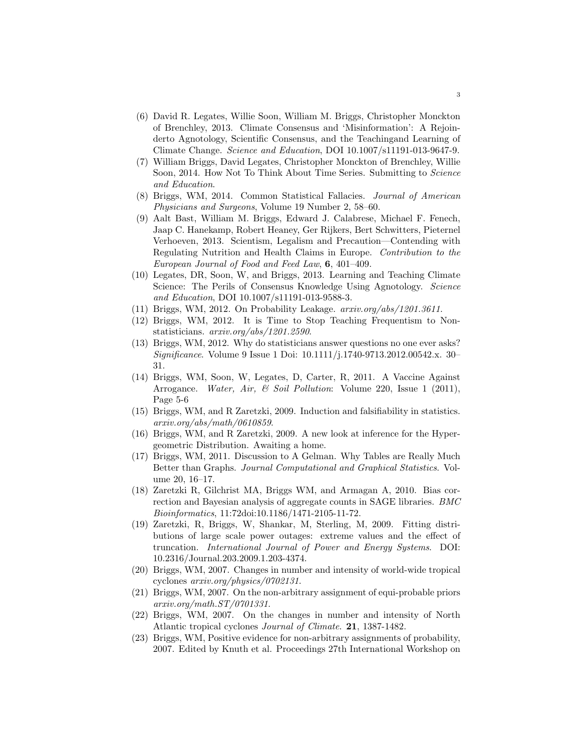(6) David R. Legates, Willie Soon, William M. Briggs, Christopher Monckton of Brenchley, 2013. Climate Consensus and 'Misinformation': A Rejoinderto Agnotology, Scientific Consensus, and the Teachingand Learning of Climate Change. *Science and Education*, DOI 10.1007/s11191-013-9647-9.

(7) William Briggs, David Legates, Christopher Monckton of Brenchley, Willie Soon, 2014. How Not To Think About Time Series. Submitting to *Science and Education*.

(8) Briggs, WM, 2014. Common Statistical Fallacies. *Journal of American Physicians and Surgeons*, Volume 19 Number 2, 58–60.

(9) Aalt Bast, William M. Briggs, Edward J. Calabrese, Michael F. Fenech, Jaap C. Hanekamp, Robert Heaney, Ger Rijkers, Bert Schwitters, Pieternel Verhoeven, 2013. Scientism, Legalism and Precaution—Contending with Regulating Nutrition and Health Claims in Europe. *Contribution to the European Journal of Food and Feed Law*, **6**, 401–409.

(10) Legates, DR, Soon, W, and Briggs, 2013. Learning and Teaching Climate Science: The Perils of Consensus Knowledge Using Agnotology. *Science and Education*, DOI 10.1007/s11191-013-9588-3.

(11) Briggs, WM, 2012. On Probability Leakage. *arxiv.org/abs/1201.3611*.

(12) Briggs, WM, 2012. It is Time to Stop Teaching Frequentism to Non-statisticians. *arxiv.org/abs/1201.2590*.

(13) Briggs, WM, 2012. Why do statisticians answer questions no one ever asks? *Significance*. Volume 9 Issue 1 Doi: 10.1111/j.1740-9713.2012.00542.x. 30–31.

(14) Briggs, WM, Soon, W, Legates, D, Carter, R, 2011. A Vaccine Against Arrogance. *Water, Air, & Soil Pollution*: Volume 220, Issue 1 (2011), Page 5-6

(15) Briggs, WM, and R Zaretzki, 2009. Induction and falsifiability in statistics. *arxiv.org/abs/math/0610859*.

(16) Briggs, WM, and R Zaretzki, 2009. A new look at inference for the Hypergeometric Distribution. Awaiting a home.

(17) Briggs, WM, 2011. Discussion to A Gelman. Why Tables are Really Much Better than Graphs. *Journal Computational and Graphical Statistics*. Volume 20, 16–17.

(18) Zaretzki R, Gilchrist MA, Briggs WM, and Armagan A, 2010. Bias correction and Bayesian analysis of aggregate counts in SAGE libraries. *BMC Bioinformatics*, 11:72doi:10.1186/1471-2105-11-72.

(19) Zaretzki, R, Briggs, W, Shankar, M, Sterling, M, 2009. Fitting distributions of large scale power outages: extreme values and the effect of truncation. *International Journal of Power and Energy Systems*. DOI: 10.2316/Journal.203.2009.1.203-4374.

(20) Briggs, WM, 2007. Changes in number and intensity of world-wide tropical cyclones *arxiv.org/physics/0702131*.

(21) Briggs, WM, 2007. On the non-arbitrary assignment of equi-probable priors *arxiv.org/math.ST/0701331*.

(22) Briggs, WM, 2007. On the changes in number and intensity of North Atlantic tropical cyclones *Journal of Climate*. **21**, 1387-1482.

(23) Briggs, WM, Positive evidence for non-arbitrary assignments of probability, 2007. Edited by Knuth et al. Proceedings 27th International Workshop on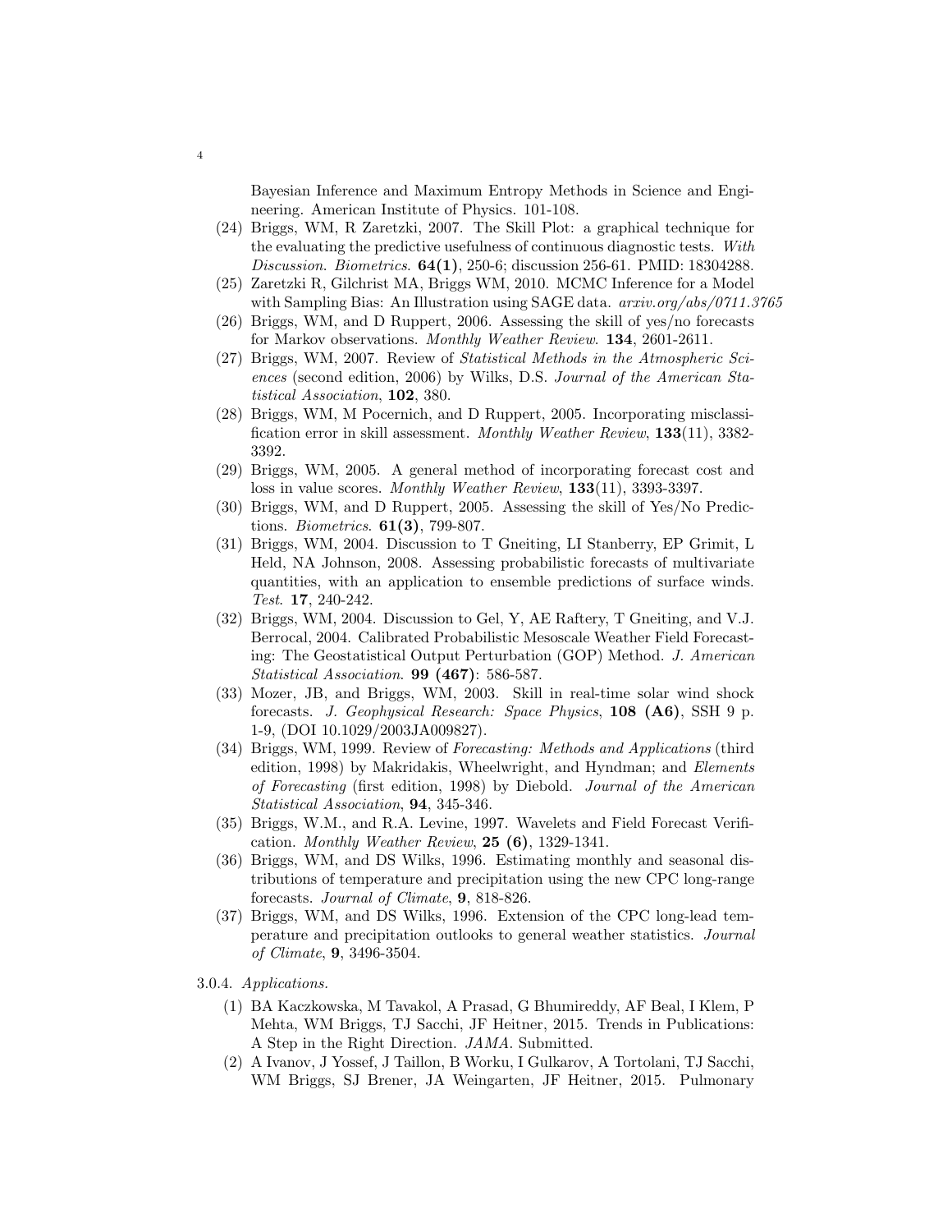Bayesian Inference and Maximum Entropy Methods in Science and Engineering. American Institute of Physics. 101-108.

(24) Briggs, WM, R Zaretzki, 2007. The Skill Plot: a graphical technique for the evaluating the predictive usefulness of continuous diagnostic tests. *With Discussion*. *Biometrics*. **64(1)**, 250-6; discussion 256-61. PMID: 18304288.

(25) Zaretzki R, Gilchrist MA, Briggs WM, 2010. MCMC Inference for a Model with Sampling Bias: An Illustration using SAGE data. *arxiv.org/abs/0711.3765*

(26) Briggs, WM, and D Ruppert, 2006. Assessing the skill of yes/no forecasts for Markov observations. *Monthly Weather Review*. **134**, 2601-2611.

(27) Briggs, WM, 2007. Review of *Statistical Methods in the Atmospheric Sciences* (second edition, 2006) by Wilks, D.S. *Journal of the American Statistical Association*, **102**, 380.

(28) Briggs, WM, M Pocernich, and D Ruppert, 2005. Incorporating misclassification error in skill assessment. *Monthly Weather Review*, **133**(11), 3382-3392.

(29) Briggs, WM, 2005. A general method of incorporating forecast cost and loss in value scores. *Monthly Weather Review*, **133**(11), 3393-3397.

(30) Briggs, WM, and D Ruppert, 2005. Assessing the skill of Yes/No Predictions. *Biometrics*. **61(3)**, 799-807.

(31) Briggs, WM, 2004. Discussion to T Gneiting, LI Stanberry, EP Grimit, L Held, NA Johnson, 2008. Assessing probabilistic forecasts of multivariate quantities, with an application to ensemble predictions of surface winds. *Test*. **17**, 240-242.

(32) Briggs, WM, 2004. Discussion to Gel, Y, AE Raftery, T Gneiting, and V.J. Berrocal, 2004. Calibrated Probabilistic Mesoscale Weather Field Forecasting: The Geostatistical Output Perturbation (GOP) Method. *J. American Statistical Association*. **99 (467)**: 586-587.

(33) Mozer, JB, and Briggs, WM, 2003. Skill in real-time solar wind shock forecasts. *J. Geophysical Research: Space Physics*, **108 (A6)**, SSH 9 p. 1-9, (DOI 10.1029/2003JA009827).

(34) Briggs, WM, 1999. Review of *Forecasting: Methods and Applications* (third edition, 1998) by Makridakis, Wheelwright, and Hyndman; and *Elements of Forecasting* (first edition, 1998) by Diebold. *Journal of the American Statistical Association*, **94**, 345-346.

(35) Briggs, W.M., and R.A. Levine, 1997. Wavelets and Field Forecast Verification. *Monthly Weather Review*, **25 (6)**, 1329-1341.

(36) Briggs, WM, and DS Wilks, 1996. Estimating monthly and seasonal distributions of temperature and precipitation using the new CPC long-range forecasts. *Journal of Climate*, **9**, 818-826.

(37) Briggs, WM, and DS Wilks, 1996. Extension of the CPC long-lead temperature and precipitation outlooks to general weather statistics. *Journal of Climate*, **9**, 3496-3504.

3.0.4. *Applications.*

(1) BA Kaczkowska, M Tavakol, A Prasad, G Bhumireddy, AF Beal, I Klem, P Mehta, WM Briggs, TJ Sacchi, JF Heitner, 2015. Trends in Publications: A Step in the Right Direction. *JAMA*. Submitted.

(2) A Ivanov, J Yossef, J Taillon, B Worku, I Gulkarov, A Tortolani, TJ Sacchi, WM Briggs, SJ Brener, JA Weingarten, JF Heitner, 2015. Pulmonary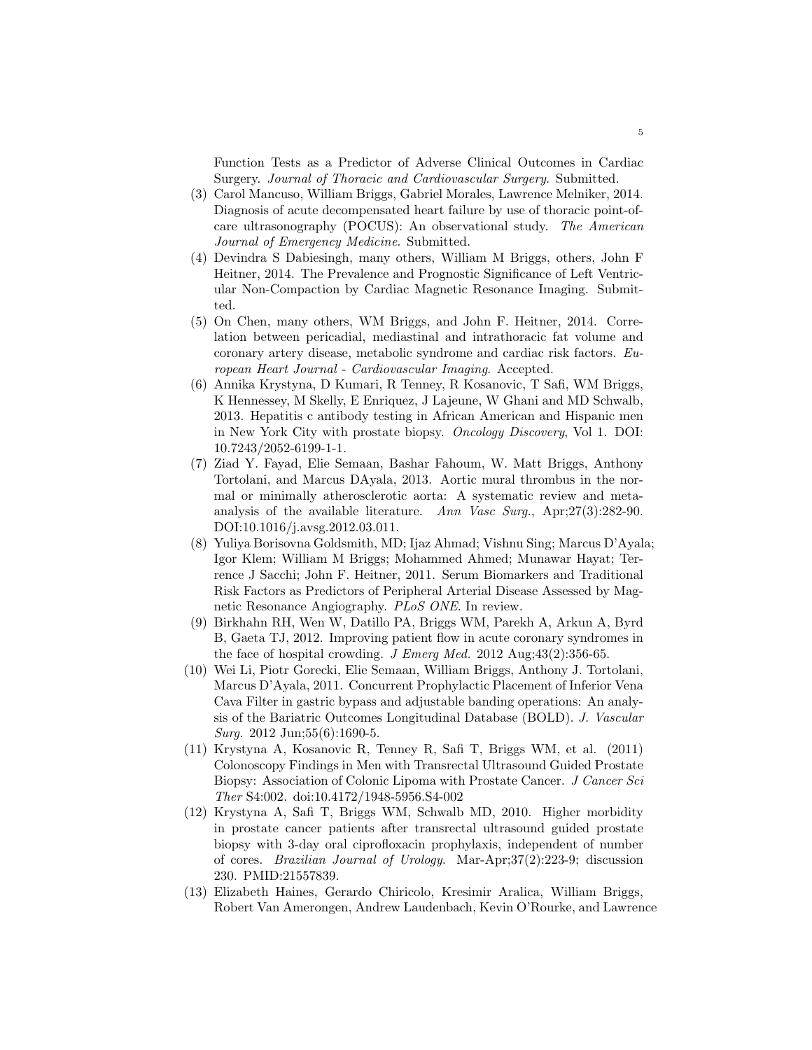Function Tests as a Predictor of Adverse Clinical Outcomes in Cardiac Surgery. *Journal of Thoracic and Cardiovascular Surgery*. Submitted.

(3) Carol Mancuso, William Briggs, Gabriel Morales, Lawrence Melniker, 2014. Diagnosis of acute decompensated heart failure by use of thoracic point-of-care ultrasonography (POCUS): An observational study. *The American Journal of Emergency Medicine*. Submitted.

(4) Devindra S Dabiesingh, many others, William M Briggs, others, John F Heitner, 2014. The Prevalence and Prognostic Significance of Left Ventricular Non-Compaction by Cardiac Magnetic Resonance Imaging. Submitted.

(5) On Chen, many others, WM Briggs, and John F. Heitner, 2014. Correlation between pericadial, mediastinal and intrathoracic fat volume and coronary artery disease, metabolic syndrome and cardiac risk factors. *European Heart Journal - Cardiovascular Imaging*. Accepted.

(6) Annika Krystyna, D Kumari, R Tenney, R Kosanovic, T Safi, WM Briggs, K Hennessey, M Skelly, E Enriquez, J Lajeune, W Ghani and MD Schwalb, 2013. Hepatitis c antibody testing in African American and Hispanic men in New York City with prostate biopsy. *Oncology Discovery*, Vol 1. DOI: 10.7243/2052-6199-1-1.

(7) Ziad Y. Fayad, Elie Semaan, Bashar Fahoum, W. Matt Briggs, Anthony Tortolani, and Marcus DAyala, 2013. Aortic mural thrombus in the normal or minimally atherosclerotic aorta: A systematic review and meta-analysis of the available literature. *Ann Vasc Surg.*, Apr;27(3):282-90. DOI:10.1016/j.avsg.2012.03.011.

(8) Yuliya Borisovna Goldsmith, MD; Ijaz Ahmad; Vishnu Sing; Marcus D'Ayala; Igor Klem; William M Briggs; Mohammed Ahmed; Munawar Hayat; Terrence J Sacchi; John F. Heitner, 2011. Serum Biomarkers and Traditional Risk Factors as Predictors of Peripheral Arterial Disease Assessed by Magnetic Resonance Angiography. *PLoS ONE*. In review.

(9) Birkhahn RH, Wen W, Datillo PA, Briggs WM, Parekh A, Arkun A, Byrd B, Gaeta TJ, 2012. Improving patient flow in acute coronary syndromes in the face of hospital crowding. *J Emerg Med.* 2012 Aug;43(2):356-65.

(10) Wei Li, Piotr Gorecki, Elie Semaan, William Briggs, Anthony J. Tortolani, Marcus D'Ayala, 2011. Concurrent Prophylactic Placement of Inferior Vena Cava Filter in gastric bypass and adjustable banding operations: An analysis of the Bariatric Outcomes Longitudinal Database (BOLD). *J. Vascular Surg.* 2012 Jun;55(6):1690-5.

(11) Krystyna A, Kosanovic R, Tenney R, Safi T, Briggs WM, et al. (2011) Colonoscopy Findings in Men with Transrectal Ultrasound Guided Prostate Biopsy: Association of Colonic Lipoma with Prostate Cancer. *J Cancer Sci Ther* S4:002. doi:10.4172/1948-5956.S4-002

(12) Krystyna A, Safi T, Briggs WM, Schwalb MD, 2010. Higher morbidity in prostate cancer patients after transrectal ultrasound guided prostate biopsy with 3-day oral ciprofloxacin prophylaxis, independent of number of cores. *Brazilian Journal of Urology.* Mar-Apr;37(2):223-9; discussion 230. PMID:21557839.

(13) Elizabeth Haines, Gerardo Chiricolo, Kresimir Aralica, William Briggs, Robert Van Amerongen, Andrew Laudenbach, Kevin O'Rourke, and Lawrence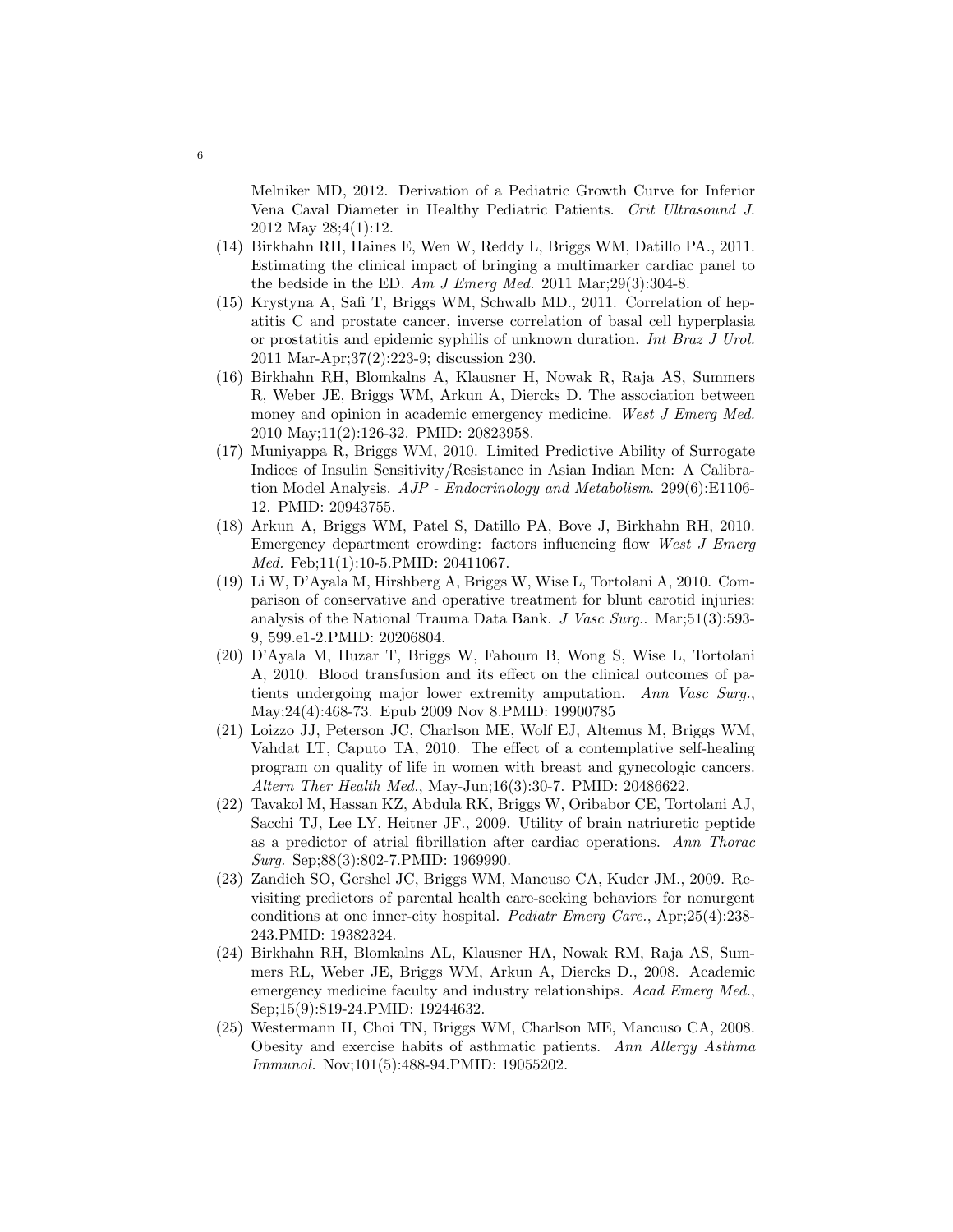Melniker MD, 2012. Derivation of a Pediatric Growth Curve for Inferior Vena Caval Diameter in Healthy Pediatric Patients. *Crit Ultrasound J.* 2012 May 28;4(1):12.

(14) Birkhahn RH, Haines E, Wen W, Reddy L, Briggs WM, Datillo PA., 2011. Estimating the clinical impact of bringing a multimarker cardiac panel to the bedside in the ED. *Am J Emerg Med.* 2011 Mar;29(3):304-8.

(15) Krystyna A, Safi T, Briggs WM, Schwalb MD., 2011. Correlation of hepatitis C and prostate cancer, inverse correlation of basal cell hyperplasia or prostatitis and epidemic syphilis of unknown duration. *Int Braz J Urol.* 2011 Mar-Apr;37(2):223-9; discussion 230.

(16) Birkhahn RH, Blomkalns A, Klausner H, Nowak R, Raja AS, Summers R, Weber JE, Briggs WM, Arkun A, Diercks D. The association between money and opinion in academic emergency medicine. *West J Emerg Med.* 2010 May;11(2):126-32. PMID: 20823958.

(17) Muniyappa R, Briggs WM, 2010. Limited Predictive Ability of Surrogate Indices of Insulin Sensitivity/Resistance in Asian Indian Men: A Calibration Model Analysis. *AJP - Endocrinology and Metabolism.* 299(6):E1106-12. PMID: 20943755.

(18) Arkun A, Briggs WM, Patel S, Datillo PA, Bove J, Birkhahn RH, 2010. Emergency department crowding: factors influencing flow *West J Emerg Med.* Feb;11(1):10-5.PMID: 20411067.

(19) Li W, D'Ayala M, Hirshberg A, Briggs W, Wise L, Tortolani A, 2010. Comparison of conservative and operative treatment for blunt carotid injuries: analysis of the National Trauma Data Bank. *J Vasc Surg.*. Mar;51(3):593-9, 599.e1-2.PMID: 20206804.

(20) D'Ayala M, Huzar T, Briggs W, Fahoum B, Wong S, Wise L, Tortolani A, 2010. Blood transfusion and its effect on the clinical outcomes of patients undergoing major lower extremity amputation. *Ann Vasc Surg.*, May;24(4):468-73. Epub 2009 Nov 8.PMID: 19900785

(21) Loizzo JJ, Peterson JC, Charlson ME, Wolf EJ, Altemus M, Briggs WM, Vahdat LT, Caputo TA, 2010. The effect of a contemplative self-healing program on quality of life in women with breast and gynecologic cancers. *Altern Ther Health Med.*, May-Jun;16(3):30-7. PMID: 20486622.

(22) Tavakol M, Hassan KZ, Abdula RK, Briggs W, Oribabor CE, Tortolani AJ, Sacchi TJ, Lee LY, Heitner JF., 2009. Utility of brain natriuretic peptide as a predictor of atrial fibrillation after cardiac operations. *Ann Thorac Surg.* Sep;88(3):802-7.PMID: 1969990.

(23) Zandieh SO, Gershel JC, Briggs WM, Mancuso CA, Kuder JM., 2009. Revisiting predictors of parental health care-seeking behaviors for nonurgent conditions at one inner-city hospital. *Pediatr Emerg Care.*, Apr;25(4):238-243.PMID: 19382324.

(24) Birkhahn RH, Blomkalns AL, Klausner HA, Nowak RM, Raja AS, Summers RL, Weber JE, Briggs WM, Arkun A, Diercks D., 2008. Academic emergency medicine faculty and industry relationships. *Acad Emerg Med.*, Sep;15(9):819-24.PMID: 19244632.

(25) Westermann H, Choi TN, Briggs WM, Charlson ME, Mancuso CA, 2008. Obesity and exercise habits of asthmatic patients. *Ann Allergy Asthma Immunol.* Nov;101(5):488-94.PMID: 19055202.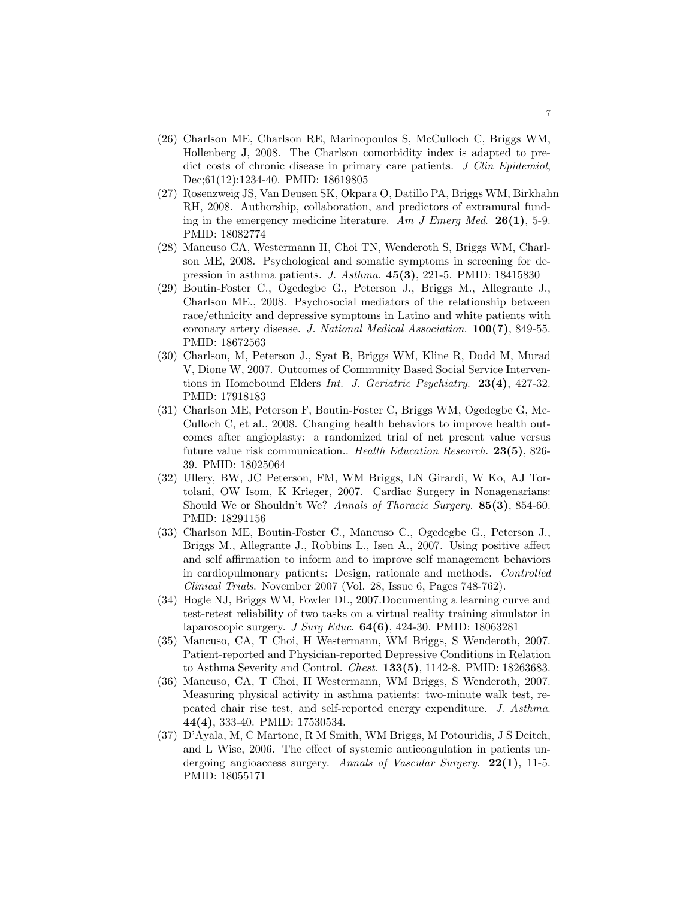(26) Charlson ME, Charlson RE, Marinopoulos S, McCulloch C, Briggs WM, Hollenberg J, 2008. The Charlson comorbidity index is adapted to predict costs of chronic disease in primary care patients. *J Clin Epidemiol*, Dec;61(12):1234-40. PMID: 18619805

(27) Rosenzweig JS, Van Deusen SK, Okpara O, Datillo PA, Briggs WM, Birkhahn RH, 2008. Authorship, collaboration, and predictors of extramural funding in the emergency medicine literature. *Am J Emerg Med*. **26(1)**, 5-9. PMID: 18082774

(28) Mancuso CA, Westermann H, Choi TN, Wenderoth S, Briggs WM, Charlson ME, 2008. Psychological and somatic symptoms in screening for depression in asthma patients. *J. Asthma*. **45(3)**, 221-5. PMID: 18415830

(29) Boutin-Foster C., Ogedegbe G., Peterson J., Briggs M., Allegrante J., Charlson ME., 2008. Psychosocial mediators of the relationship between race/ethnicity and depressive symptoms in Latino and white patients with coronary artery disease. *J. National Medical Association*. **100(7)**, 849-55. PMID: 18672563

(30) Charlson, M, Peterson J., Syat B, Briggs WM, Kline R, Dodd M, Murad V, Dione W, 2007. Outcomes of Community Based Social Service Interventions in Homebound Elders *Int. J. Geriatric Psychiatry*. **23(4)**, 427-32. PMID: 17918183

(31) Charlson ME, Peterson F, Boutin-Foster C, Briggs WM, Ogedegbe G, McCulloch C, et al., 2008. Changing health behaviors to improve health outcomes after angioplasty: a randomized trial of net present value versus future value risk communication.. *Health Education Research*. **23(5)**, 826-39. PMID: 18025064

(32) Ullery, BW, JC Peterson, FM, WM Briggs, LN Girardi, W Ko, AJ Tortolani, OW Isom, K Krieger, 2007. Cardiac Surgery in Nonagenarians: Should We or Shouldn't We? *Annals of Thoracic Surgery*. **85(3)**, 854-60. PMID: 18291156

(33) Charlson ME, Boutin-Foster C., Mancuso C., Ogedegbe G., Peterson J., Briggs M., Allegrante J., Robbins L., Isen A., 2007. Using positive affect and self affirmation to inform and to improve self management behaviors in cardiopulmonary patients: Design, rationale and methods. *Controlled Clinical Trials*. November 2007 (Vol. 28, Issue 6, Pages 748-762).

(34) Hogle NJ, Briggs WM, Fowler DL, 2007.Documenting a learning curve and test-retest reliability of two tasks on a virtual reality training simulator in laparoscopic surgery. *J Surg Educ*. **64(6)**, 424-30. PMID: 18063281

(35) Mancuso, CA, T Choi, H Westermann, WM Briggs, S Wenderoth, 2007. Patient-reported and Physician-reported Depressive Conditions in Relation to Asthma Severity and Control. *Chest*. **133(5)**, 1142-8. PMID: 18263683.

(36) Mancuso, CA, T Choi, H Westermann, WM Briggs, S Wenderoth, 2007. Measuring physical activity in asthma patients: two-minute walk test, repeated chair rise test, and self-reported energy expenditure. *J. Asthma*. **44(4)**, 333-40. PMID: 17530534.

(37) D'Ayala, M, C Martone, R M Smith, WM Briggs, M Potouridis, J S Deitch, and L Wise, 2006. The effect of systemic anticoagulation in patients undergoing angioaccess surgery. *Annals of Vascular Surgery*. **22(1)**, 11-5. PMID: 18055171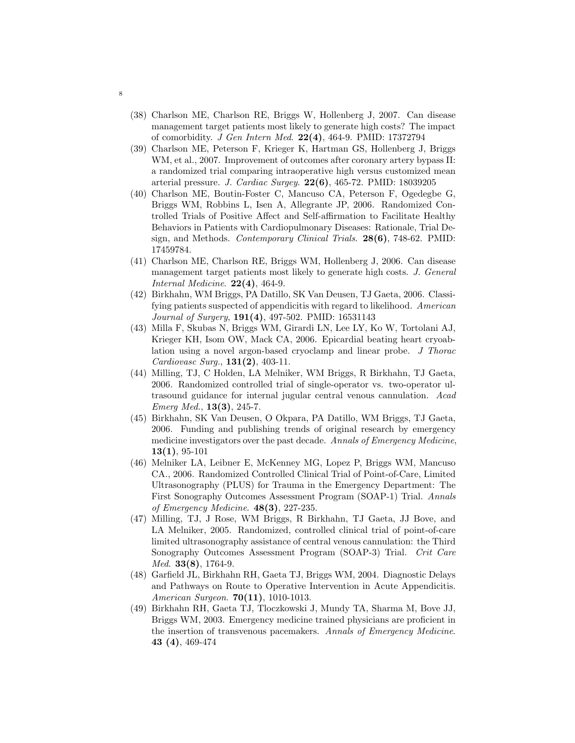(38) Charlson ME, Charlson RE, Briggs W, Hollenberg J, 2007. Can disease management target patients most likely to generate high costs? The impact of comorbidity. *J Gen Intern Med*. **22(4)**, 464-9. PMID: 17372794

(39) Charlson ME, Peterson F, Krieger K, Hartman GS, Hollenberg J, Briggs WM, et al., 2007. Improvement of outcomes after coronary artery bypass II: a randomized trial comparing intraoperative high versus customized mean arterial pressure. *J. Cardiac Surgey*. **22(6)**, 465-72. PMID: 18039205

(40) Charlson ME, Boutin-Foster C, Mancuso CA, Peterson F, Ogedegbe G, Briggs WM, Robbins L, Isen A, Allegrante JP, 2006. Randomized Controlled Trials of Positive Affect and Self-affirmation to Facilitate Healthy Behaviors in Patients with Cardiopulmonary Diseases: Rationale, Trial Design, and Methods. *Contemporary Clinical Trials*. **28(6)**, 748-62. PMID: 17459784.

(41) Charlson ME, Charlson RE, Briggs WM, Hollenberg J, 2006. Can disease management target patients most likely to generate high costs. *J. General Internal Medicine*. **22(4)**, 464-9.

(42) Birkhahn, WM Briggs, PA Datillo, SK Van Deusen, TJ Gaeta, 2006. Classifying patients suspected of appendicitis with regard to likelihood. *American Journal of Surgery*, **191(4)**, 497-502. PMID: 16531143

(43) Milla F, Skubas N, Briggs WM, Girardi LN, Lee LY, Ko W, Tortolani AJ, Krieger KH, Isom OW, Mack CA, 2006. Epicardial beating heart cryoablation using a novel argon-based cryoclamp and linear probe. *J Thorac Cardiovasc Surg.*, **131(2)**, 403-11.

(44) Milling, TJ, C Holden, LA Melniker, WM Briggs, R Birkhahn, TJ Gaeta, 2006. Randomized controlled trial of single-operator vs. two-operator ultrasound guidance for internal jugular central venous cannulation. *Acad Emerg Med.*, **13(3)**, 245-7.

(45) Birkhahn, SK Van Deusen, O Okpara, PA Datillo, WM Briggs, TJ Gaeta, 2006. Funding and publishing trends of original research by emergency medicine investigators over the past decade. *Annals of Emergency Medicine*, **13(1)**, 95-101

(46) Melniker LA, Leibner E, McKenney MG, Lopez P, Briggs WM, Mancuso CA., 2006. Randomized Controlled Clinical Trial of Point-of-Care, Limited Ultrasonography (PLUS) for Trauma in the Emergency Department: The First Sonography Outcomes Assessment Program (SOAP-1) Trial. *Annals of Emergency Medicine*. **48(3)**, 227-235.

(47) Milling, TJ, J Rose, WM Briggs, R Birkhahn, TJ Gaeta, JJ Bove, and LA Melniker, 2005. Randomized, controlled clinical trial of point-of-care limited ultrasonography assistance of central venous cannulation: the Third Sonography Outcomes Assessment Program (SOAP-3) Trial. *Crit Care Med*. **33(8)**, 1764-9.

(48) Garfield JL, Birkhahn RH, Gaeta TJ, Briggs WM, 2004. Diagnostic Delays and Pathways on Route to Operative Intervention in Acute Appendicitis. *American Surgeon*. **70(11)**, 1010-1013.

(49) Birkhahn RH, Gaeta TJ, Tloczkowski J, Mundy TA, Sharma M, Bove JJ, Briggs WM, 2003. Emergency medicine trained physicians are proficient in the insertion of transvenous pacemakers. *Annals of Emergency Medicine*. **43 (4)**, 469-474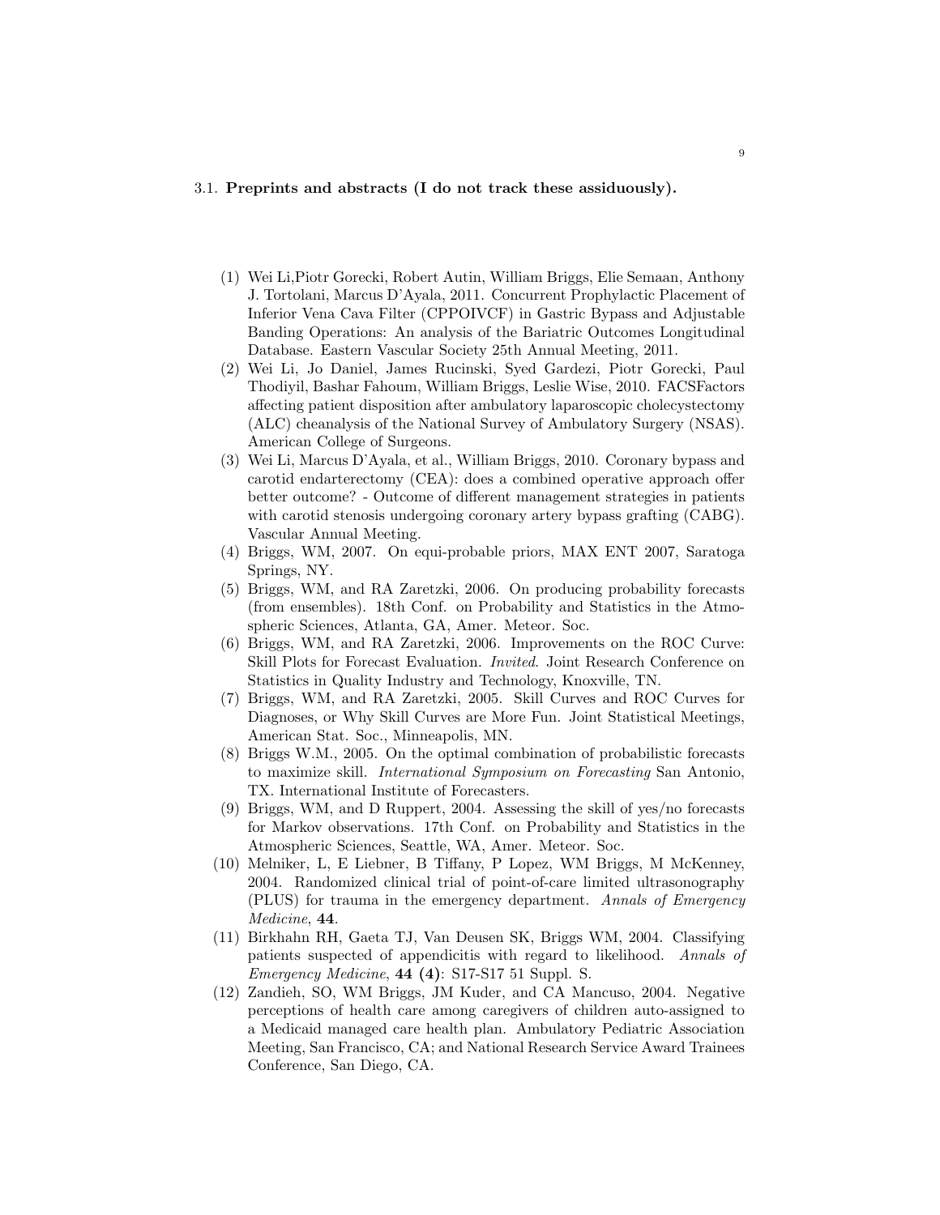### 3.1. **Preprints and abstracts (I do not track these assiduously).**

1. Wei Li,Piotr Gorecki, Robert Autin, William Briggs, Elie Semaan, Anthony J. Tortolani, Marcus D'Ayala, 2011. Concurrent Prophylactic Placement of Inferior Vena Cava Filter (CPPOIVCF) in Gastric Bypass and Adjustable Banding Operations: An analysis of the Bariatric Outcomes Longitudinal Database. Eastern Vascular Society 25th Annual Meeting, 2011.
2. Wei Li, Jo Daniel, James Rucinski, Syed Gardezi, Piotr Gorecki, Paul Thodiyil, Bashar Fahoum, William Briggs, Leslie Wise, 2010. FACSFactors affecting patient disposition after ambulatory laparoscopic cholecystectomy (ALC) cheanalysis of the National Survey of Ambulatory Surgery (NSAS). American College of Surgeons.
3. Wei Li, Marcus D'Ayala, et al., William Briggs, 2010. Coronary bypass and carotid endarterectomy (CEA): does a combined operative approach offer better outcome? - Outcome of different management strategies in patients with carotid stenosis undergoing coronary artery bypass grafting (CABG). Vascular Annual Meeting.
4. Briggs, WM, 2007. On equi-probable priors, MAX ENT 2007, Saratoga Springs, NY.
5. Briggs, WM, and RA Zaretzki, 2006. On producing probability forecasts (from ensembles). 18th Conf. on Probability and Statistics in the Atmospheric Sciences, Atlanta, GA, Amer. Meteor. Soc.
6. Briggs, WM, and RA Zaretzki, 2006. Improvements on the ROC Curve: Skill Plots for Forecast Evaluation. *Invited*. Joint Research Conference on Statistics in Quality Industry and Technology, Knoxville, TN.
7. Briggs, WM, and RA Zaretzki, 2005. Skill Curves and ROC Curves for Diagnoses, or Why Skill Curves are More Fun. Joint Statistical Meetings, American Stat. Soc., Minneapolis, MN.
8. Briggs W.M., 2005. On the optimal combination of probabilistic forecasts to maximize skill. *International Symposium on Forecasting* San Antonio, TX. International Institute of Forecasters.
9. Briggs, WM, and D Ruppert, 2004. Assessing the skill of yes/no forecasts for Markov observations. 17th Conf. on Probability and Statistics in the Atmospheric Sciences, Seattle, WA, Amer. Meteor. Soc.
10. Melniker, L, E Liebner, B Tiffany, P Lopez, WM Briggs, M McKenney, 2004. Randomized clinical trial of point-of-care limited ultrasonography (PLUS) for trauma in the emergency department. *Annals of Emergency Medicine*, **44**.
11. Birkhahn RH, Gaeta TJ, Van Deusen SK, Briggs WM, 2004. Classifying patients suspected of appendicitis with regard to likelihood. *Annals of Emergency Medicine*, **44 (4)**: S17-S17 51 Suppl. S.
12. Zandieh, SO, WM Briggs, JM Kuder, and CA Mancuso, 2004. Negative perceptions of health care among caregivers of children auto-assigned to a Medicaid managed care health plan. Ambulatory Pediatric Association Meeting, San Francisco, CA; and National Research Service Award Trainees Conference, San Diego, CA.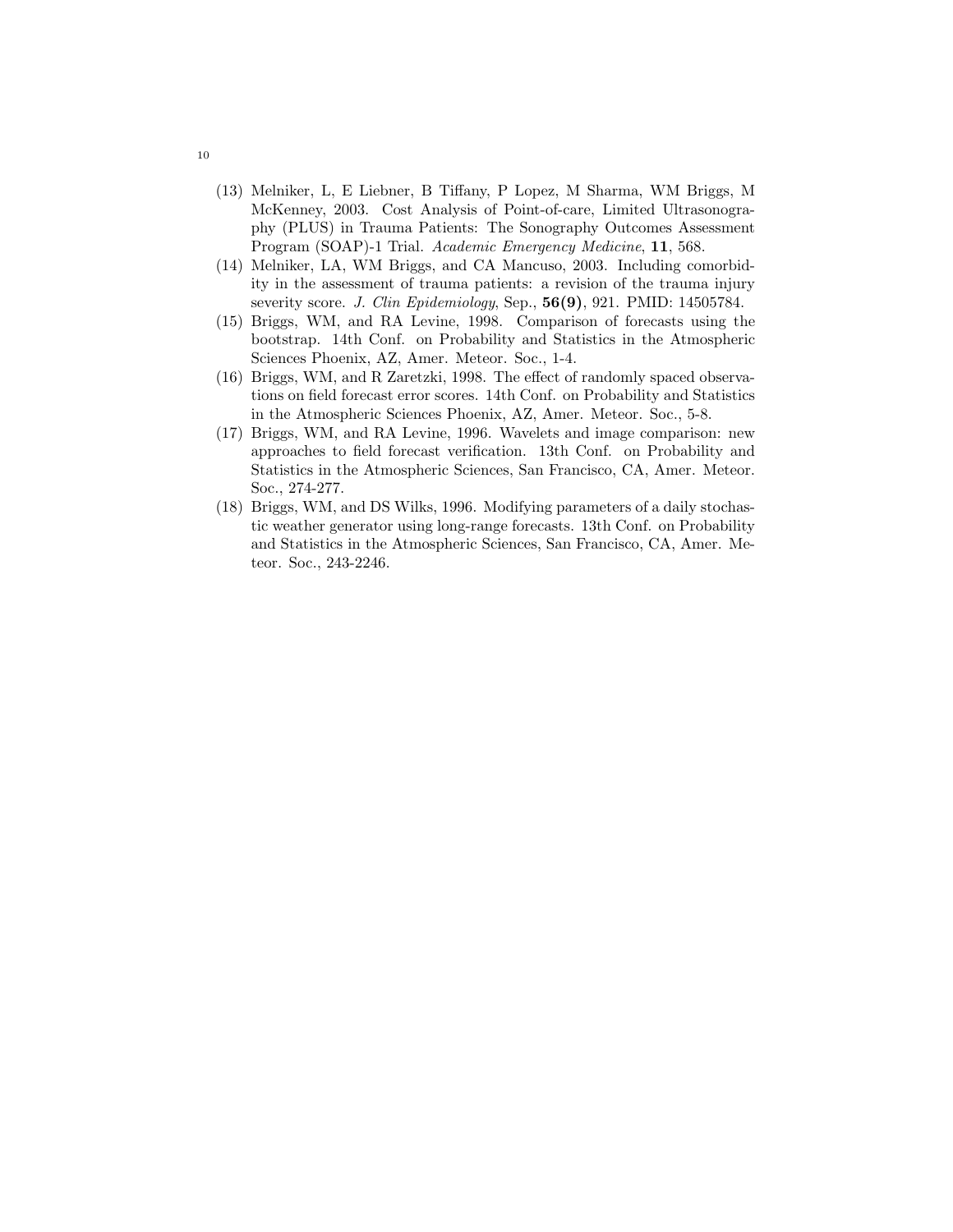(13) Melniker, L, E Liebner, B Tiffany, P Lopez, M Sharma, WM Briggs, M McKenney, 2003. Cost Analysis of Point-of-care, Limited Ultrasonography (PLUS) in Trauma Patients: The Sonography Outcomes Assessment Program (SOAP)-1 Trial. *Academic Emergency Medicine*, **11**, 568.

(14) Melniker, LA, WM Briggs, and CA Mancuso, 2003. Including comorbidity in the assessment of trauma patients: a revision of the trauma injury severity score. *J. Clin Epidemiology*, Sep., **56(9)**, 921. PMID: 14505784.

(15) Briggs, WM, and RA Levine, 1998. Comparison of forecasts using the bootstrap. 14th Conf. on Probability and Statistics in the Atmospheric Sciences Phoenix, AZ, Amer. Meteor. Soc., 1-4.

(16) Briggs, WM, and R Zaretzki, 1998. The effect of randomly spaced observations on field forecast error scores. 14th Conf. on Probability and Statistics in the Atmospheric Sciences Phoenix, AZ, Amer. Meteor. Soc., 5-8.

(17) Briggs, WM, and RA Levine, 1996. Wavelets and image comparison: new approaches to field forecast verification. 13th Conf. on Probability and Statistics in the Atmospheric Sciences, San Francisco, CA, Amer. Meteor. Soc., 274-277.

(18) Briggs, WM, and DS Wilks, 1996. Modifying parameters of a daily stochastic weather generator using long-range forecasts. 13th Conf. on Probability and Statistics in the Atmospheric Sciences, San Francisco, CA, Amer. Meteor. Soc., 243-2246.